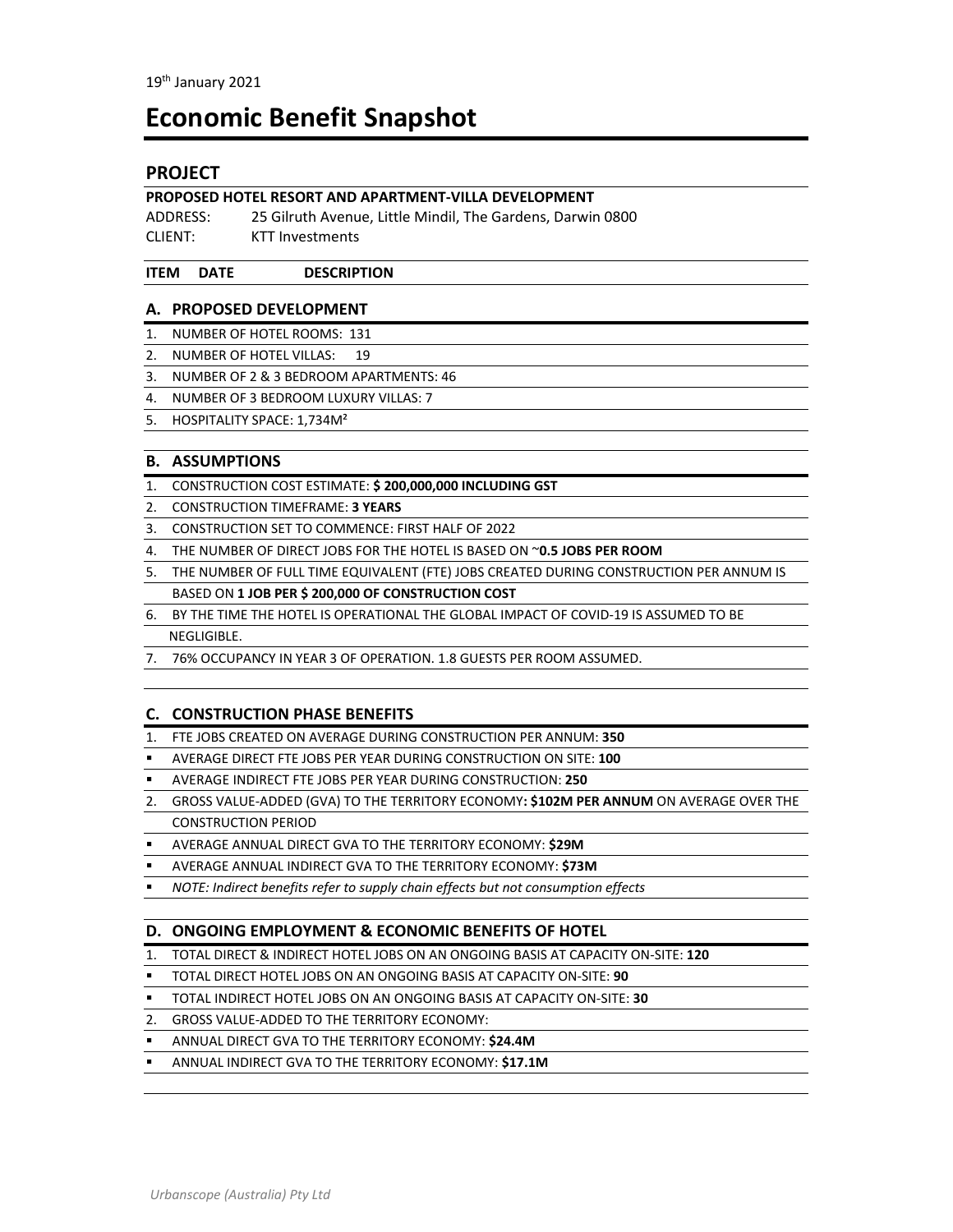19th January 2021

# Economic Benefit Snapshot

## PROJECT

**PROPOSED HOTEL RESORT AND APARTMENT-VILLA DEVELOPMENT**

ADDRESS: 25 Gilruth Avenue, Little Mindil, The Gardens, Darwin 0800

CLIENT: KTT Investments

**ITEM DATE DESCRIPTION**

### A. PROPOSED DEVELOPMENT

1. NUMBER OF HOTEL ROOMS: 131
2. NUMBER OF HOTEL VILLAS: 19
3. NUMBER OF 2 & 3 BEDROOM APARTMENTS: 46
4. NUMBER OF 3 BEDROOM LUXURY VILLAS: 7
5. HOSPITALITY SPACE: 1,734M²

### B. ASSUMPTIONS

1. CONSTRUCTION COST ESTIMATE: **$ 200,000,000 INCLUDING GST**
2. CONSTRUCTION TIMEFRAME: **3 YEARS**
3. CONSTRUCTION SET TO COMMENCE: FIRST HALF OF 2022
4. THE NUMBER OF DIRECT JOBS FOR THE HOTEL IS BASED ON ~**0.5 JOBS PER ROOM**
5. THE NUMBER OF FULL TIME EQUIVALENT (FTE) JOBS CREATED DURING CONSTRUCTION PER ANNUM IS BASED ON **1 JOB PER $ 200,000 OF CONSTRUCTION COST**
6. BY THE TIME THE HOTEL IS OPERATIONAL THE GLOBAL IMPACT OF COVID-19 IS ASSUMED TO BE NEGLIGIBLE.
7. 76% OCCUPANCY IN YEAR 3 OF OPERATION. 1.8 GUESTS PER ROOM ASSUMED.

### C. CONSTRUCTION PHASE BENEFITS

1. FTE JOBS CREATED ON AVERAGE DURING CONSTRUCTION PER ANNUM: **350**
   - AVERAGE DIRECT FTE JOBS PER YEAR DURING CONSTRUCTION ON SITE: **100**
   - AVERAGE INDIRECT FTE JOBS PER YEAR DURING CONSTRUCTION: **250**
2. GROSS VALUE-ADDED (GVA) TO THE TERRITORY ECONOMY**: $102M PER ANNUM** ON AVERAGE OVER THE CONSTRUCTION PERIOD
   - AVERAGE ANNUAL DIRECT GVA TO THE TERRITORY ECONOMY: **$29M**
   - AVERAGE ANNUAL INDIRECT GVA TO THE TERRITORY ECONOMY: **$73M**
   - *NOTE: Indirect benefits refer to supply chain effects but not consumption effects*

### D. ONGOING EMPLOYMENT & ECONOMIC BENEFITS OF HOTEL

1. TOTAL DIRECT & INDIRECT HOTEL JOBS ON AN ONGOING BASIS AT CAPACITY ON-SITE: **120**
   - TOTAL DIRECT HOTEL JOBS ON AN ONGOING BASIS AT CAPACITY ON-SITE: **90**
   - TOTAL INDIRECT HOTEL JOBS ON AN ONGOING BASIS AT CAPACITY ON-SITE: **30**
2. GROSS VALUE-ADDED TO THE TERRITORY ECONOMY:
   - ANNUAL DIRECT GVA TO THE TERRITORY ECONOMY: **$24.4M**
   - ANNUAL INDIRECT GVA TO THE TERRITORY ECONOMY: **$17.1M**

*Urbanscope (Australia) Pty Ltd*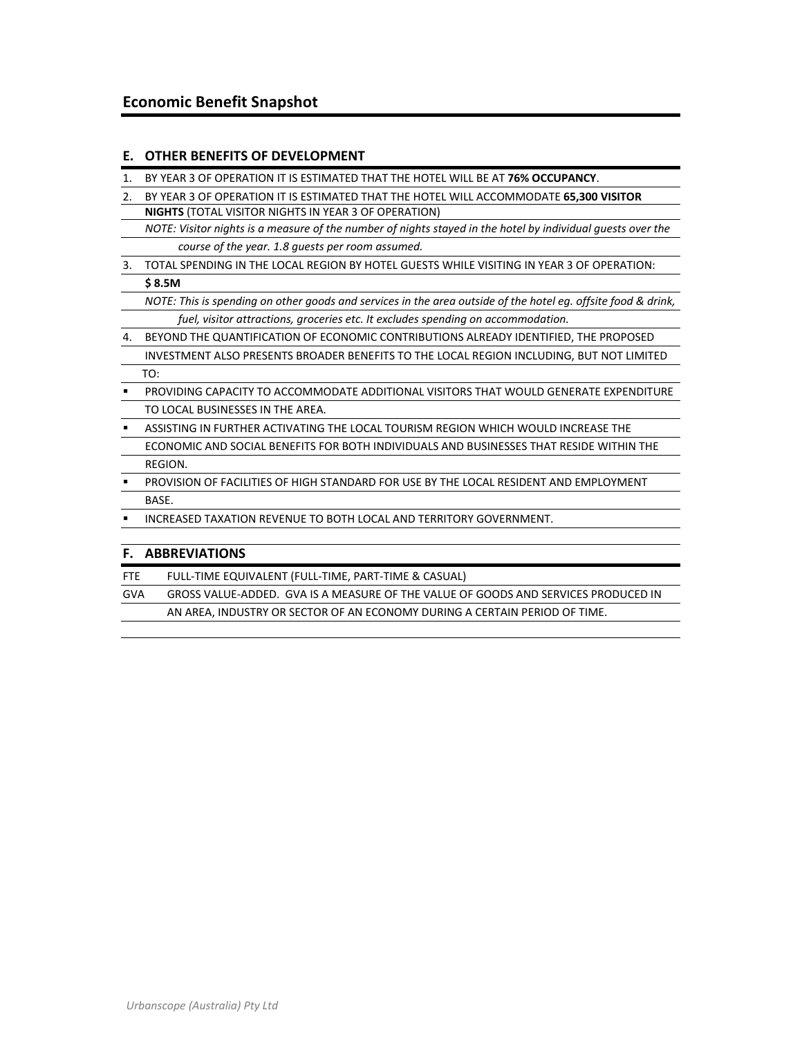## Economic Benefit Snapshot

### E. OTHER BENEFITS OF DEVELOPMENT

1. BY YEAR 3 OF OPERATION IT IS ESTIMATED THAT THE HOTEL WILL BE AT **76% OCCUPANCY**.
2. BY YEAR 3 OF OPERATION IT IS ESTIMATED THAT THE HOTEL WILL ACCOMMODATE **65,300 VISITOR NIGHTS** (TOTAL VISITOR NIGHTS IN YEAR 3 OF OPERATION)

   *NOTE: Visitor nights is a measure of the number of nights stayed in the hotel by individual guests over the course of the year. 1.8 guests per room assumed.*
3. TOTAL SPENDING IN THE LOCAL REGION BY HOTEL GUESTS WHILE VISITING IN YEAR 3 OF OPERATION: **$ 8.5M**

   *NOTE: This is spending on other goods and services in the area outside of the hotel eg. offsite food & drink, fuel, visitor attractions, groceries etc. It excludes spending on accommodation.*
4. BEYOND THE QUANTIFICATION OF ECONOMIC CONTRIBUTIONS ALREADY IDENTIFIED, THE PROPOSED INVESTMENT ALSO PRESENTS BROADER BENEFITS TO THE LOCAL REGION INCLUDING, BUT NOT LIMITED TO:

- PROVIDING CAPACITY TO ACCOMMODATE ADDITIONAL VISITORS THAT WOULD GENERATE EXPENDITURE TO LOCAL BUSINESSES IN THE AREA.
- ASSISTING IN FURTHER ACTIVATING THE LOCAL TOURISM REGION WHICH WOULD INCREASE THE ECONOMIC AND SOCIAL BENEFITS FOR BOTH INDIVIDUALS AND BUSINESSES THAT RESIDE WITHIN THE REGION.
- PROVISION OF FACILITIES OF HIGH STANDARD FOR USE BY THE LOCAL RESIDENT AND EMPLOYMENT BASE.
- INCREASED TAXATION REVENUE TO BOTH LOCAL AND TERRITORY GOVERNMENT.

### F. ABBREVIATIONS

| | |
|---|---|
| FTE | FULL-TIME EQUIVALENT (FULL-TIME, PART-TIME & CASUAL) |
| GVA | GROSS VALUE-ADDED. GVA IS A MEASURE OF THE VALUE OF GOODS AND SERVICES PRODUCED IN AN AREA, INDUSTRY OR SECTOR OF AN ECONOMY DURING A CERTAIN PERIOD OF TIME. |